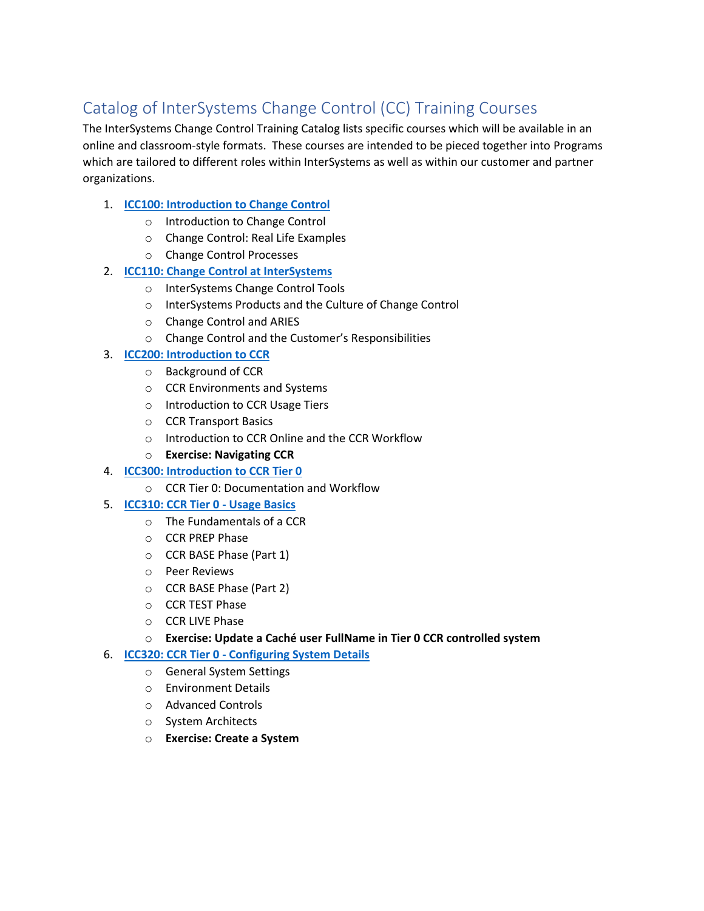# Catalog of InterSystems Change Control (CC) Training Courses

The InterSystems Change Control Training Catalog lists specific courses which will be available in an online and classroom-style formats. These courses are intended to be pieced together into Programs which are tailored to different roles within InterSystems as well as within our customer and partner organizations.

1. **ICC100: Introduction to Change Control**
   - Introduction to Change Control
   - Change Control: Real Life Examples
   - Change Control Processes
2. **ICC110: Change Control at InterSystems**
   - InterSystems Change Control Tools
   - InterSystems Products and the Culture of Change Control
   - Change Control and ARIES
   - Change Control and the Customer's Responsibilities
3. **ICC200: Introduction to CCR**
   - Background of CCR
   - CCR Environments and Systems
   - Introduction to CCR Usage Tiers
   - CCR Transport Basics
   - Introduction to CCR Online and the CCR Workflow
   - **Exercise: Navigating CCR**
4. **ICC300: Introduction to CCR Tier 0**
   - CCR Tier 0: Documentation and Workflow
5. **ICC310: CCR Tier 0 - Usage Basics**
   - The Fundamentals of a CCR
   - CCR PREP Phase
   - CCR BASE Phase (Part 1)
   - Peer Reviews
   - CCR BASE Phase (Part 2)
   - CCR TEST Phase
   - CCR LIVE Phase
   - **Exercise: Update a Caché user FullName in Tier 0 CCR controlled system**
6. **ICC320: CCR Tier 0 - Configuring System Details**
   - General System Settings
   - Environment Details
   - Advanced Controls
   - System Architects
   - **Exercise: Create a System**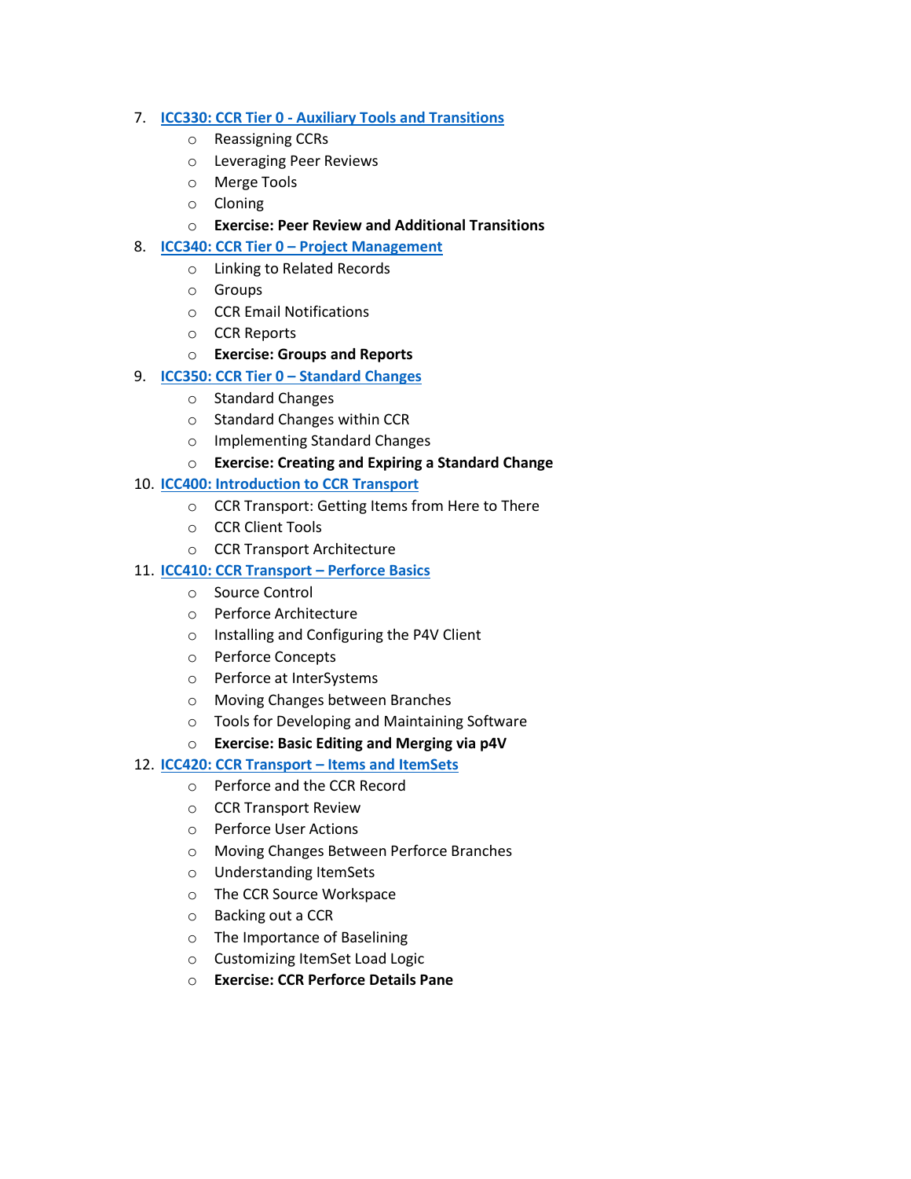7. [ICC330: CCR Tier 0 - Auxiliary Tools and Transitions]()
   - Reassigning CCRs
   - Leveraging Peer Reviews
   - Merge Tools
   - Cloning
   - **Exercise: Peer Review and Additional Transitions**
8. [ICC340: CCR Tier 0 – Project Management]()
   - Linking to Related Records
   - Groups
   - CCR Email Notifications
   - CCR Reports
   - **Exercise: Groups and Reports**
9. [ICC350: CCR Tier 0 – Standard Changes]()
   - Standard Changes
   - Standard Changes within CCR
   - Implementing Standard Changes
   - **Exercise: Creating and Expiring a Standard Change**
10. [ICC400: Introduction to CCR Transport]()
    - CCR Transport: Getting Items from Here to There
    - CCR Client Tools
    - CCR Transport Architecture
11. [ICC410: CCR Transport – Perforce Basics]()
    - Source Control
    - Perforce Architecture
    - Installing and Configuring the P4V Client
    - Perforce Concepts
    - Perforce at InterSystems
    - Moving Changes between Branches
    - Tools for Developing and Maintaining Software
    - **Exercise: Basic Editing and Merging via p4V**
12. [ICC420: CCR Transport – Items and ItemSets]()
    - Perforce and the CCR Record
    - CCR Transport Review
    - Perforce User Actions
    - Moving Changes Between Perforce Branches
    - Understanding ItemSets
    - The CCR Source Workspace
    - Backing out a CCR
    - The Importance of Baselining
    - Customizing ItemSet Load Logic
    - **Exercise: CCR Perforce Details Pane**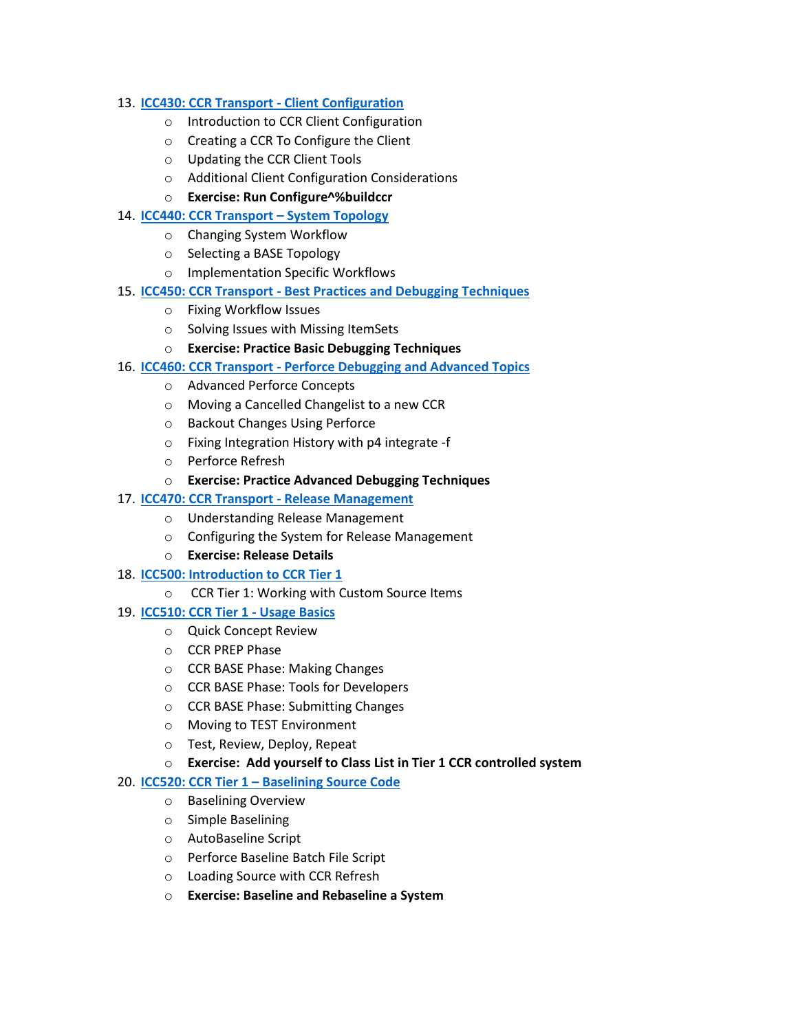13. **[ICC430: CCR Transport - Client Configuration]()**
    - Introduction to CCR Client Configuration
    - Creating a CCR To Configure the Client
    - Updating the CCR Client Tools
    - Additional Client Configuration Considerations
    - **Exercise: Run Configure^%buildccr**
14. **[ICC440: CCR Transport – System Topology]()**
    - Changing System Workflow
    - Selecting a BASE Topology
    - Implementation Specific Workflows
15. **[ICC450: CCR Transport - Best Practices and Debugging Techniques]()**
    - Fixing Workflow Issues
    - Solving Issues with Missing ItemSets
    - **Exercise: Practice Basic Debugging Techniques**
16. **[ICC460: CCR Transport - Perforce Debugging and Advanced Topics]()**
    - Advanced Perforce Concepts
    - Moving a Cancelled Changelist to a new CCR
    - Backout Changes Using Perforce
    - Fixing Integration History with p4 integrate -f
    - Perforce Refresh
    - **Exercise: Practice Advanced Debugging Techniques**
17. **[ICC470: CCR Transport - Release Management]()**
    - Understanding Release Management
    - Configuring the System for Release Management
    - **Exercise: Release Details**
18. **[ICC500: Introduction to CCR Tier 1]()**
    - CCR Tier 1: Working with Custom Source Items
19. **[ICC510: CCR Tier 1 - Usage Basics]()**
    - Quick Concept Review
    - CCR PREP Phase
    - CCR BASE Phase: Making Changes
    - CCR BASE Phase: Tools for Developers
    - CCR BASE Phase: Submitting Changes
    - Moving to TEST Environment
    - Test, Review, Deploy, Repeat
    - **Exercise: Add yourself to Class List in Tier 1 CCR controlled system**
20. **[ICC520: CCR Tier 1 – Baselining Source Code]()**
    - Baselining Overview
    - Simple Baselining
    - AutoBaseline Script
    - Perforce Baseline Batch File Script
    - Loading Source with CCR Refresh
    - **Exercise: Baseline and Rebaseline a System**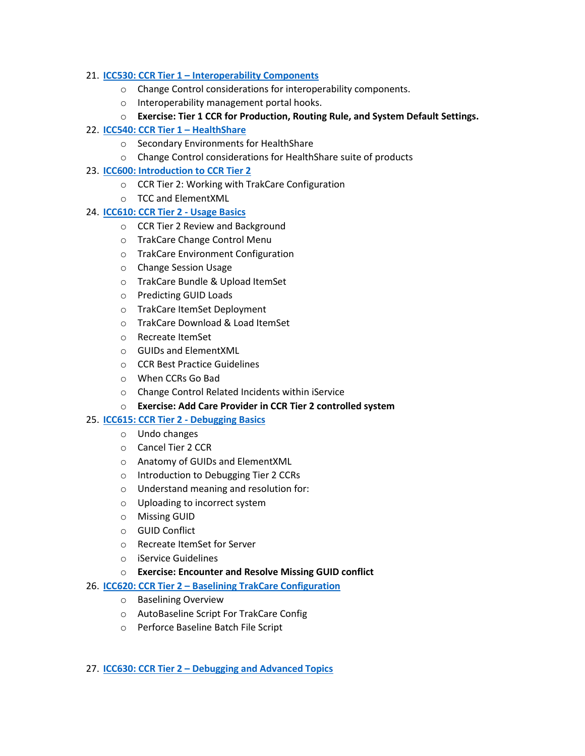21. **ICC530: CCR Tier 1 – Interoperability Components**
    - Change Control considerations for interoperability components.
    - Interoperability management portal hooks.
    - **Exercise: Tier 1 CCR for Production, Routing Rule, and System Default Settings.**
22. **ICC540: CCR Tier 1 – HealthShare**
    - Secondary Environments for HealthShare
    - Change Control considerations for HealthShare suite of products
23. **ICC600: Introduction to CCR Tier 2**
    - CCR Tier 2: Working with TrakCare Configuration
    - TCC and ElementXML
24. **ICC610: CCR Tier 2 - Usage Basics**
    - CCR Tier 2 Review and Background
    - TrakCare Change Control Menu
    - TrakCare Environment Configuration
    - Change Session Usage
    - TrakCare Bundle & Upload ItemSet
    - Predicting GUID Loads
    - TrakCare ItemSet Deployment
    - TrakCare Download & Load ItemSet
    - Recreate ItemSet
    - GUIDs and ElementXML
    - CCR Best Practice Guidelines
    - When CCRs Go Bad
    - Change Control Related Incidents within iService
    - **Exercise: Add Care Provider in CCR Tier 2 controlled system**
25. **ICC615: CCR Tier 2 - Debugging Basics**
    - Undo changes
    - Cancel Tier 2 CCR
    - Anatomy of GUIDs and ElementXML
    - Introduction to Debugging Tier 2 CCRs
    - Understand meaning and resolution for:
    - Uploading to incorrect system
    - Missing GUID
    - GUID Conflict
    - Recreate ItemSet for Server
    - iService Guidelines
    - **Exercise: Encounter and Resolve Missing GUID conflict**
26. **ICC620: CCR Tier 2 – Baselining TrakCare Configuration**
    - Baselining Overview
    - AutoBaseline Script For TrakCare Config
    - Perforce Baseline Batch File Script
27. **ICC630: CCR Tier 2 – Debugging and Advanced Topics**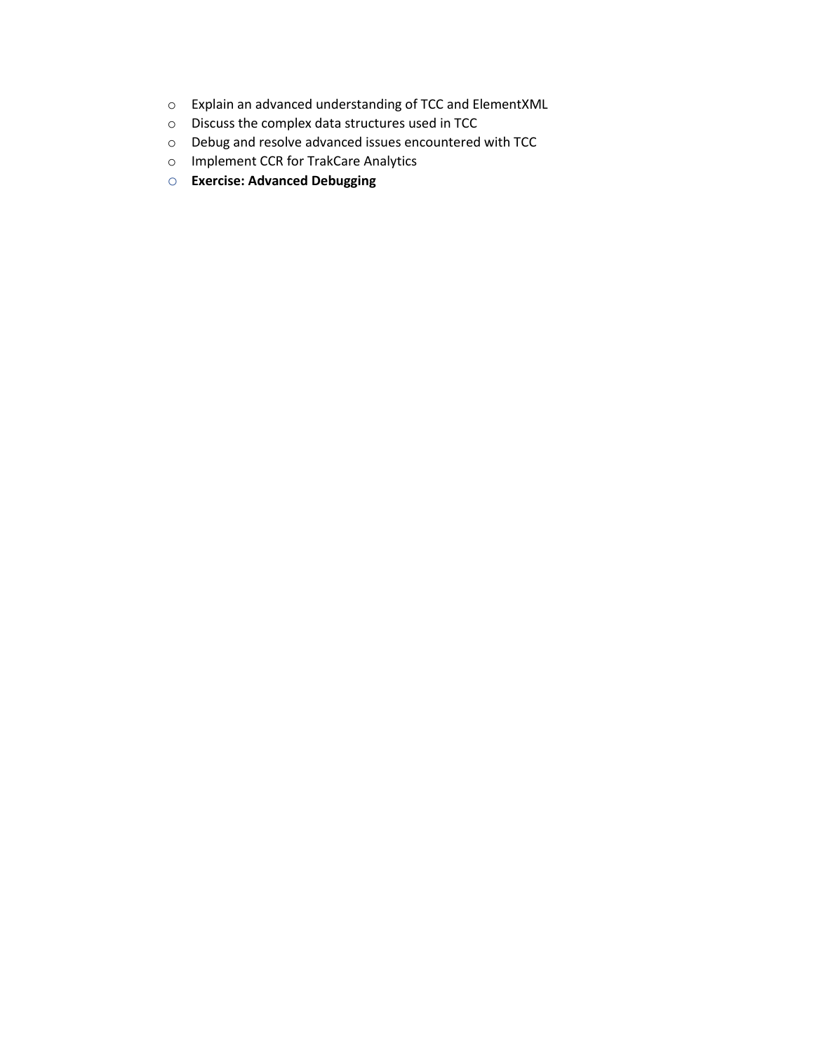- Explain an advanced understanding of TCC and ElementXML
- Discuss the complex data structures used in TCC
- Debug and resolve advanced issues encountered with TCC
- Implement CCR for TrakCare Analytics
- **Exercise: Advanced Debugging**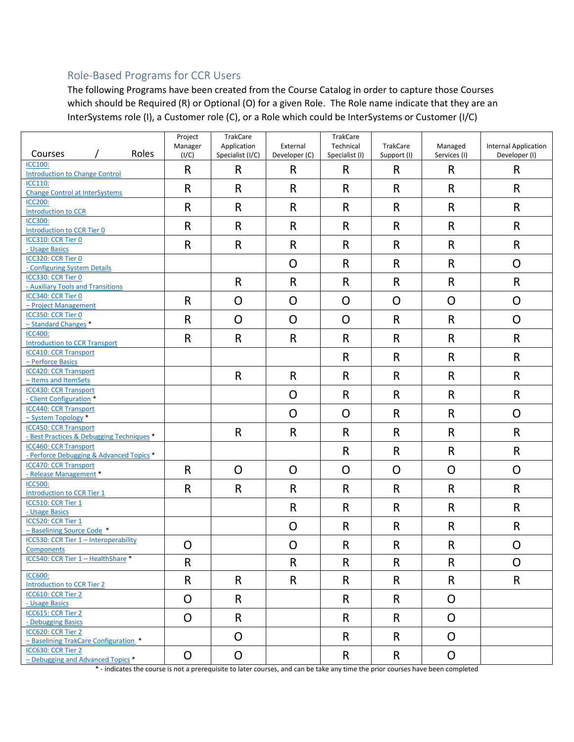## Role-Based Programs for CCR Users

The following Programs have been created from the Course Catalog in order to capture those Courses which should be Required (R) or Optional (O) for a given Role. The Role name indicate that they are an InterSystems role (I), a Customer role (C), or a Role which could be InterSystems or Customer (I/C)

| Courses / Roles | Project Manager (I/C) | TrakCare Application Specialist (I/C) | External Developer (C) | TrakCare Technical Specialist (I) | TrakCare Support (I) | Managed Services (I) | Internal Application Developer (I) |
|---|---|---|---|---|---|---|---|
| ICC100: Introduction to Change Control | R | R | R | R | R | R | R |
| ICC110: Change Control at InterSystems | R | R | R | R | R | R | R |
| ICC200: Introduction to CCR | R | R | R | R | R | R | R |
| ICC300: Introduction to CCR Tier 0 | R | R | R | R | R | R | R |
| ICC310: CCR Tier 0 - Usage Basics | R | R | R | R | R | R | R |
| ICC320: CCR Tier 0 - Configuring System Details | | | O | R | R | R | O |
| ICC330: CCR Tier 0 - Auxiliary Tools and Transitions | | R | R | R | R | R | R |
| ICC340: CCR Tier 0 – Project Management | R | O | O | O | O | O | O |
| ICC350: CCR Tier 0 – Standard Changes * | R | O | O | O | R | R | O |
| ICC400: Introduction to CCR Transport | R | R | R | R | R | R | R |
| ICC410: CCR Transport – Perforce Basics | | | | R | R | R | R |
| ICC420: CCR Transport – Items and ItemSets | | R | R | R | R | R | R |
| ICC430: CCR Transport - Client Configuration * | | | O | R | R | R | R |
| ICC440: CCR Transport – System Topology * | | | O | O | R | R | O |
| ICC450: CCR Transport - Best Practices & Debugging Techniques * | | R | R | R | R | R | R |
| ICC460: CCR Transport - Perforce Debugging & Advanced Topics * | | | | R | R | R | R |
| ICC470: CCR Transport - Release Management * | R | O | O | O | O | O | O |
| ICC500: Introduction to CCR Tier 1 | R | R | R | R | R | R | R |
| ICC510: CCR Tier 1 - Usage Basics | | | R | R | R | R | R |
| ICC520: CCR Tier 1 – Baselining Source Code * | | | O | R | R | R | R |
| ICC530: CCR Tier 1 – Interoperability Components | O | | O | R | R | R | O |
| ICC540: CCR Tier 1 – HealthShare * | R | | R | R | R | R | O |
| ICC600: Introduction to CCR Tier 2 | R | R | R | R | R | R | R |
| ICC610: CCR Tier 2 - Usage Basics | O | R | | R | R | O | |
| ICC615: CCR Tier 2 - Debugging Basics | O | R | | R | R | O | |
| ICC620: CCR Tier 2 – Baselining TrakCare Configuration * | | O | | R | R | O | |
| ICC630: CCR Tier 2 – Debugging and Advanced Topics * | O | O | | R | R | O | |

* - indicates the course is not a prerequisite to later courses, and can be take any time the prior courses have been completed